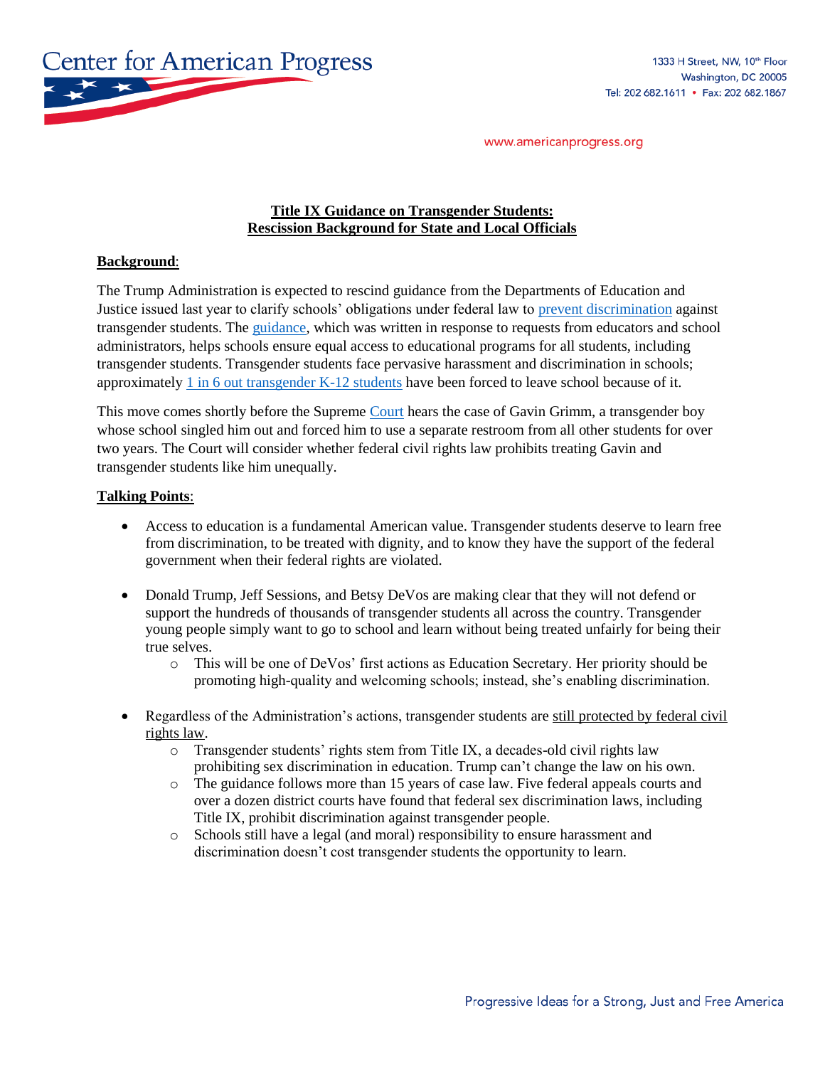Center for American Progress

1333 H Street, NW, 10th Floor
Washington, DC 20005
Tel: 202 682.1611 • Fax: 202 682.1867

www.americanprogress.org

## Title IX Guidance on Transgender Students: Rescission Background for State and Local Officials

**Background**:

The Trump Administration is expected to rescind guidance from the Departments of Education and Justice issued last year to clarify schools' obligations under federal law to prevent discrimination against transgender students. The guidance, which was written in response to requests from educators and school administrators, helps schools ensure equal access to educational programs for all students, including transgender students. Transgender students face pervasive harassment and discrimination in schools; approximately 1 in 6 out transgender K-12 students have been forced to leave school because of it.

This move comes shortly before the Supreme Court hears the case of Gavin Grimm, a transgender boy whose school singled him out and forced him to use a separate restroom from all other students for over two years. The Court will consider whether federal civil rights law prohibits treating Gavin and transgender students like him unequally.

**Talking Points**:

- Access to education is a fundamental American value. Transgender students deserve to learn free from discrimination, to be treated with dignity, and to know they have the support of the federal government when their federal rights are violated.
- Donald Trump, Jeff Sessions, and Betsy DeVos are making clear that they will not defend or support the hundreds of thousands of transgender students all across the country. Transgender young people simply want to go to school and learn without being treated unfairly for being their true selves.
    - This will be one of DeVos' first actions as Education Secretary. Her priority should be promoting high-quality and welcoming schools; instead, she's enabling discrimination.
- Regardless of the Administration's actions, transgender students are still protected by federal civil rights law.
    - Transgender students' rights stem from Title IX, a decades-old civil rights law prohibiting sex discrimination in education. Trump can't change the law on his own.
    - The guidance follows more than 15 years of case law. Five federal appeals courts and over a dozen district courts have found that federal sex discrimination laws, including Title IX, prohibit discrimination against transgender people.
    - Schools still have a legal (and moral) responsibility to ensure harassment and discrimination doesn't cost transgender students the opportunity to learn.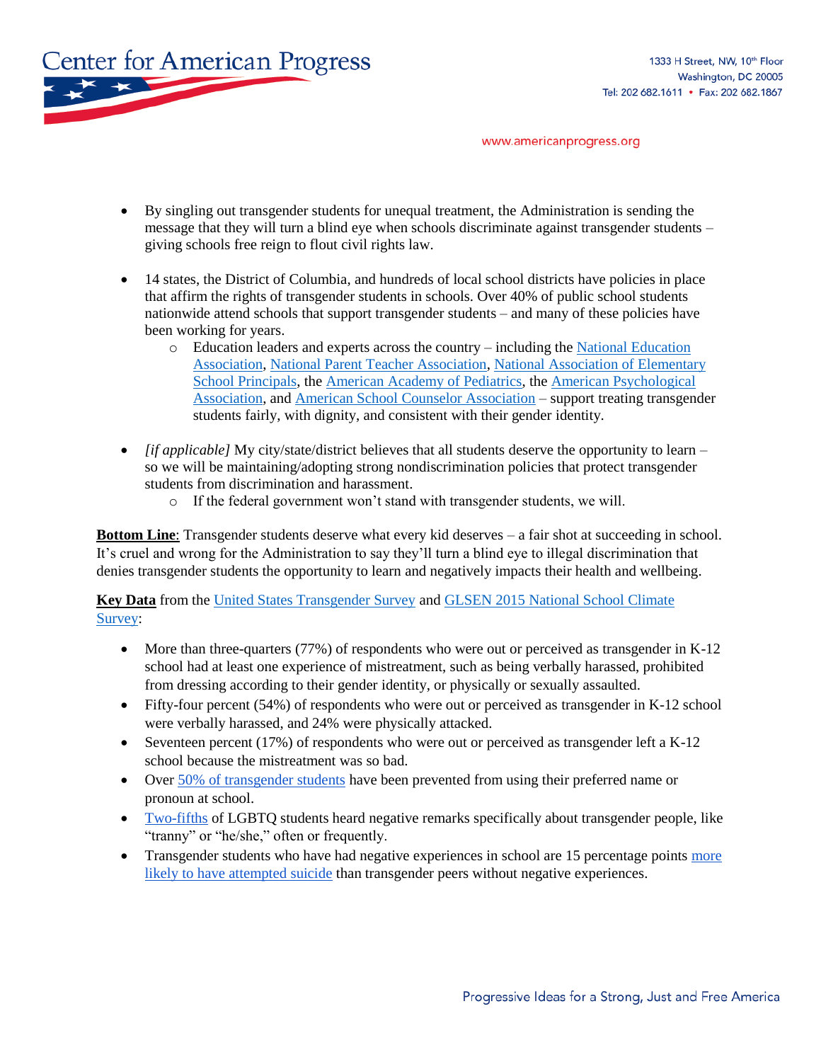- By singling out transgender students for unequal treatment, the Administration is sending the message that they will turn a blind eye when schools discriminate against transgender students – giving schools free reign to flout civil rights law.

- 14 states, the District of Columbia, and hundreds of local school districts have policies in place that affirm the rights of transgender students in schools. Over 40% of public school students nationwide attend schools that support transgender students – and many of these policies have been working for years.
  - Education leaders and experts across the country – including the National Education Association, National Parent Teacher Association, National Association of Elementary School Principals, the American Academy of Pediatrics, the American Psychological Association, and American School Counselor Association – support treating transgender students fairly, with dignity, and consistent with their gender identity.

- *[if applicable]* My city/state/district believes that all students deserve the opportunity to learn – so we will be maintaining/adopting strong nondiscrimination policies that protect transgender students from discrimination and harassment.
  - If the federal government won't stand with transgender students, we will.

**Bottom Line**: Transgender students deserve what every kid deserves – a fair shot at succeeding in school. It's cruel and wrong for the Administration to say they'll turn a blind eye to illegal discrimination that denies transgender students the opportunity to learn and negatively impacts their health and wellbeing.

**Key Data** from the United States Transgender Survey and GLSEN 2015 National School Climate Survey:

- More than three-quarters (77%) of respondents who were out or perceived as transgender in K-12 school had at least one experience of mistreatment, such as being verbally harassed, prohibited from dressing according to their gender identity, or physically or sexually assaulted.
- Fifty-four percent (54%) of respondents who were out or perceived as transgender in K-12 school were verbally harassed, and 24% were physically attacked.
- Seventeen percent (17%) of respondents who were out or perceived as transgender left a K-12 school because the mistreatment was so bad.
- Over 50% of transgender students have been prevented from using their preferred name or pronoun at school.
- Two-fifths of LGBTQ students heard negative remarks specifically about transgender people, like "tranny" or "he/she," often or frequently.
- Transgender students who have had negative experiences in school are 15 percentage points more likely to have attempted suicide than transgender peers without negative experiences.